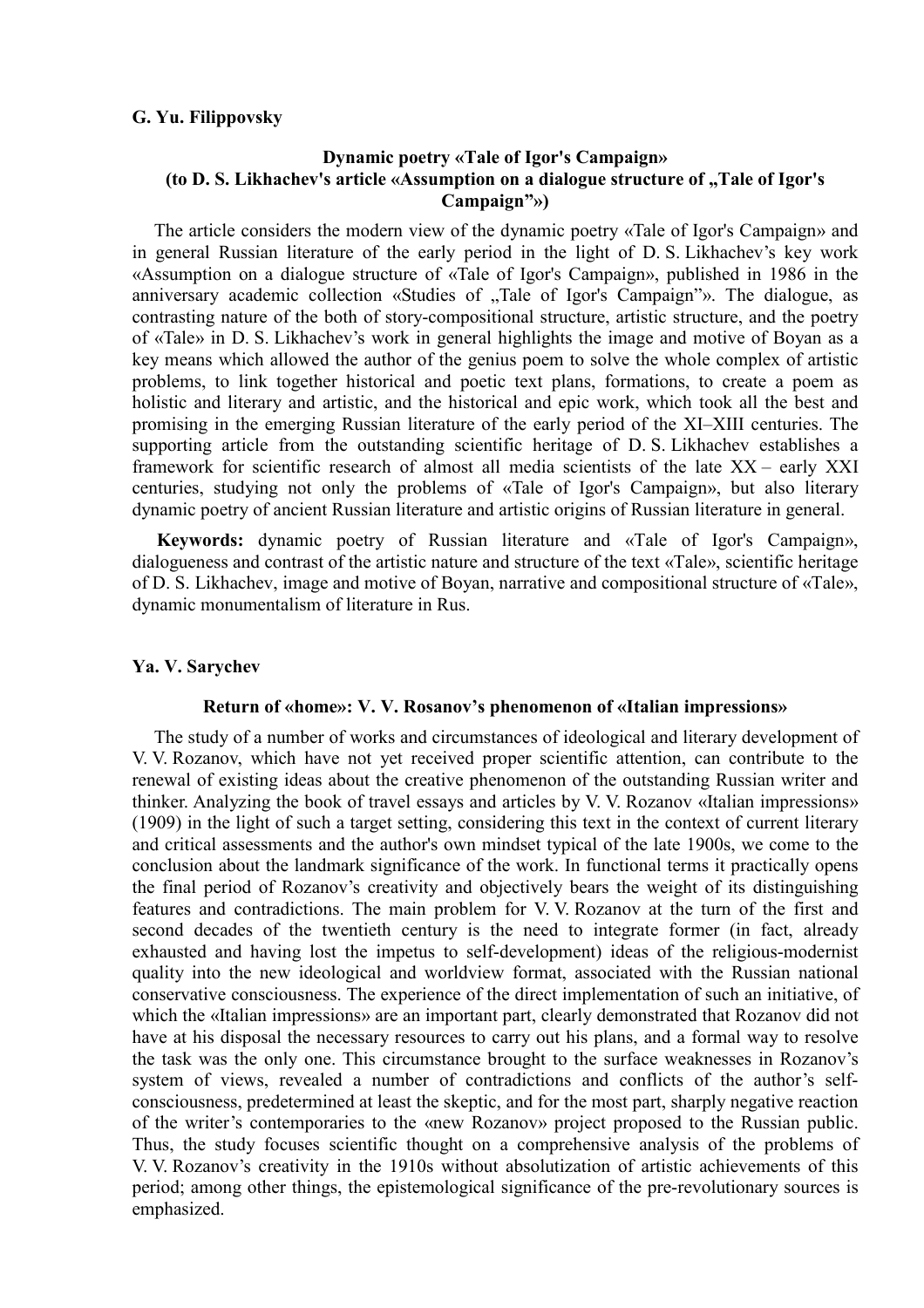**G. Yu. Filippovsky**

## Dynamic poetry «Tale of Igor's Campaign» (to D. S. Likhachev's article «Assumption on a dialogue structure of „Tale of Igor's Campaign”»)

The article considers the modern view of the dynamic poetry «Tale of Igor's Campaign» and in general Russian literature of the early period in the light of D. S. Likhachev's key work «Assumption on a dialogue structure of «Tale of Igor's Campaign», published in 1986 in the anniversary academic collection «Studies of „Tale of Igor's Campaign”». The dialogue, as contrasting nature of the both of story-compositional structure, artistic structure, and the poetry of «Tale» in D. S. Likhachev's work in general highlights the image and motive of Boyan as a key means which allowed the author of the genius poem to solve the whole complex of artistic problems, to link together historical and poetic text plans, formations, to create a poem as holistic and literary and artistic, and the historical and epic work, which took all the best and promising in the emerging Russian literature of the early period of the XI–XIII centuries. The supporting article from the outstanding scientific heritage of D. S. Likhachev establishes a framework for scientific research of almost all media scientists of the late XX – early XXI centuries, studying not only the problems of «Tale of Igor's Campaign», but also literary dynamic poetry of ancient Russian literature and artistic origins of Russian literature in general.

**Keywords:** dynamic poetry of Russian literature and «Tale of Igor's Campaign», dialogueness and contrast of the artistic nature and structure of the text «Tale», scientific heritage of D. S. Likhachev, image and motive of Boyan, narrative and compositional structure of «Tale», dynamic monumentalism of literature in Rus.

**Ya. V. Sarychev**

## Return of «home»: V. V. Rosanov's phenomenon of «Italian impressions»

The study of a number of works and circumstances of ideological and literary development of V. V. Rozanov, which have not yet received proper scientific attention, can contribute to the renewal of existing ideas about the creative phenomenon of the outstanding Russian writer and thinker. Analyzing the book of travel essays and articles by V. V. Rozanov «Italian impressions» (1909) in the light of such a target setting, considering this text in the context of current literary and critical assessments and the author's own mindset typical of the late 1900s, we come to the conclusion about the landmark significance of the work. In functional terms it practically opens the final period of Rozanov's creativity and objectively bears the weight of its distinguishing features and contradictions. The main problem for V. V. Rozanov at the turn of the first and second decades of the twentieth century is the need to integrate former (in fact, already exhausted and having lost the impetus to self-development) ideas of the religious-modernist quality into the new ideological and worldview format, associated with the Russian national conservative consciousness. The experience of the direct implementation of such an initiative, of which the «Italian impressions» are an important part, clearly demonstrated that Rozanov did not have at his disposal the necessary resources to carry out his plans, and a formal way to resolve the task was the only one. This circumstance brought to the surface weaknesses in Rozanov's system of views, revealed a number of contradictions and conflicts of the author's self-consciousness, predetermined at least the skeptic, and for the most part, sharply negative reaction of the writer's contemporaries to the «new Rozanov» project proposed to the Russian public. Thus, the study focuses scientific thought on a comprehensive analysis of the problems of V. V. Rozanov's creativity in the 1910s without absolutization of artistic achievements of this period; among other things, the epistemological significance of the pre-revolutionary sources is emphasized.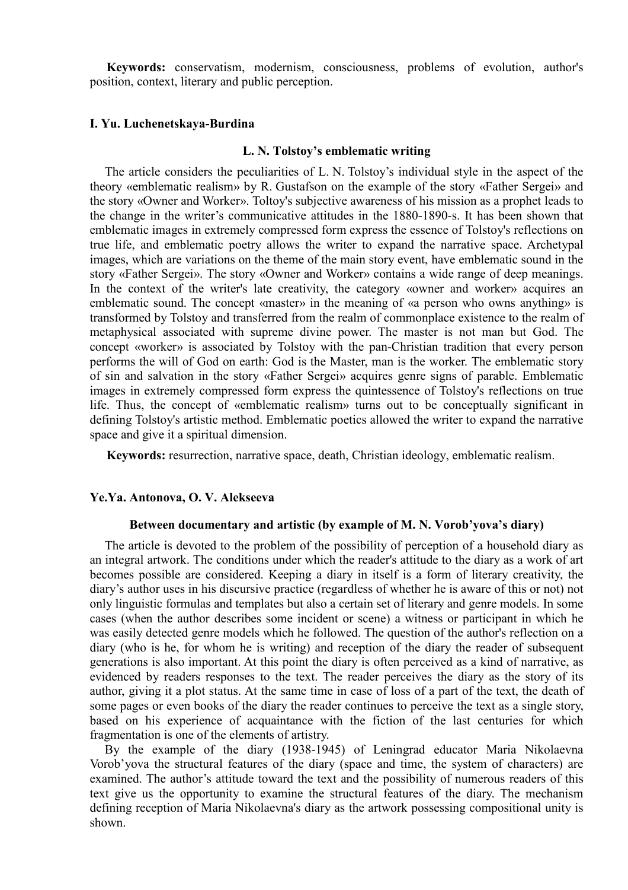**Keywords:** conservatism, modernism, consciousness, problems of evolution, author's position, context, literary and public perception.

**I. Yu. Luchenetskaya-Burdina**

### L. N. Tolstoy's emblematic writing

The article considers the peculiarities of L. N. Tolstoy's individual style in the aspect of the theory «emblematic realism» by R. Gustafson on the example of the story «Father Sergei» and the story «Owner and Worker». Toltoy's subjective awareness of his mission as a prophet leads to the change in the writer's communicative attitudes in the 1880-1890-s. It has been shown that emblematic images in extremely compressed form express the essence of Tolstoy's reflections on true life, and emblematic poetry allows the writer to expand the narrative space. Archetypal images, which are variations on the theme of the main story event, have emblematic sound in the story «Father Sergei». The story «Owner and Worker» contains a wide range of deep meanings. In the context of the writer's late creativity, the category «owner and worker» acquires an emblematic sound. The concept «master» in the meaning of «a person who owns anything» is transformed by Tolstoy and transferred from the realm of commonplace existence to the realm of metaphysical associated with supreme divine power. The master is not man but God. The concept «worker» is associated by Tolstoy with the pan-Christian tradition that every person performs the will of God on earth: God is the Master, man is the worker. The emblematic story of sin and salvation in the story «Father Sergei» acquires genre signs of parable. Emblematic images in extremely compressed form express the quintessence of Tolstoy's reflections on true life. Thus, the concept of «emblematic realism» turns out to be conceptually significant in defining Tolstoy's artistic method. Emblematic poetics allowed the writer to expand the narrative space and give it a spiritual dimension.

**Keywords:** resurrection, narrative space, death, Christian ideology, emblematic realism.

**Ye.Ya. Antonova, O. V. Alekseeva**

### Between documentary and artistic (by example of M. N. Vorob'yova's diary)

The article is devoted to the problem of the possibility of perception of a household diary as an integral artwork. The conditions under which the reader's attitude to the diary as a work of art becomes possible are considered. Keeping a diary in itself is a form of literary creativity, the diary's author uses in his discursive practice (regardless of whether he is aware of this or not) not only linguistic formulas and templates but also a certain set of literary and genre models. In some cases (when the author describes some incident or scene) a witness or participant in which he was easily detected genre models which he followed. The question of the author's reflection on a diary (who is he, for whom he is writing) and reception of the diary the reader of subsequent generations is also important. At this point the diary is often perceived as a kind of narrative, as evidenced by readers responses to the text. The reader perceives the diary as the story of its author, giving it a plot status. At the same time in case of loss of a part of the text, the death of some pages or even books of the diary the reader continues to perceive the text as a single story, based on his experience of acquaintance with the fiction of the last centuries for which fragmentation is one of the elements of artistry.

By the example of the diary (1938-1945) of Leningrad educator Maria Nikolaevna Vorob'yova the structural features of the diary (space and time, the system of characters) are examined. The author's attitude toward the text and the possibility of numerous readers of this text give us the opportunity to examine the structural features of the diary. The mechanism defining reception of Maria Nikolaevna's diary as the artwork possessing compositional unity is shown.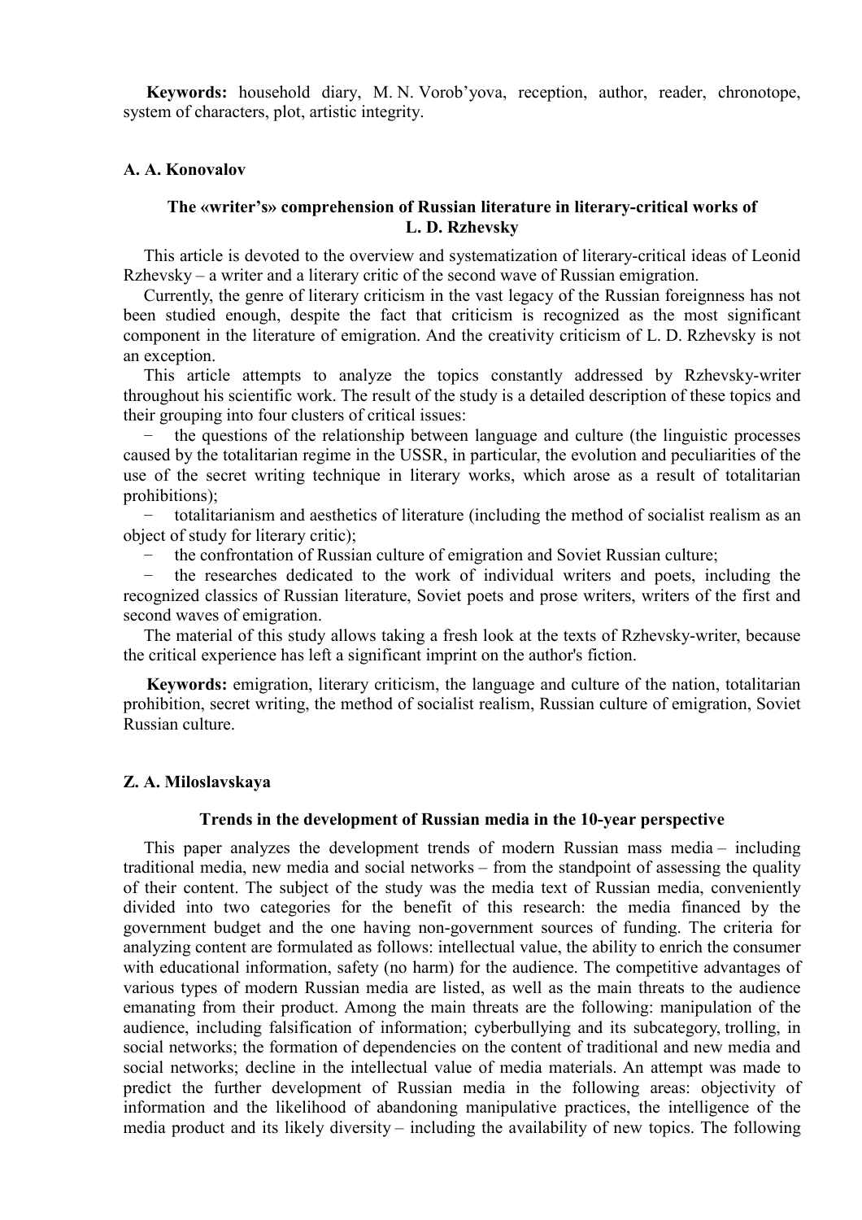**Keywords:** household diary, M. N. Vorob'yova, reception, author, reader, chronotope, system of characters, plot, artistic integrity.

**A. A. Konovalov**

### The «writer's» comprehension of Russian literature in literary-critical works of L. D. Rzhevsky

This article is devoted to the overview and systematization of literary-critical ideas of Leonid Rzhevsky – a writer and a literary critic of the second wave of Russian emigration.

Currently, the genre of literary criticism in the vast legacy of the Russian foreignness has not been studied enough, despite the fact that criticism is recognized as the most significant component in the literature of emigration. And the creativity criticism of L. D. Rzhevsky is not an exception.

This article attempts to analyze the topics constantly addressed by Rzhevsky-writer throughout his scientific work. The result of the study is a detailed description of these topics and their grouping into four clusters of critical issues:

- the questions of the relationship between language and culture (the linguistic processes caused by the totalitarian regime in the USSR, in particular, the evolution and peculiarities of the use of the secret writing technique in literary works, which arose as a result of totalitarian prohibitions);
- totalitarianism and aesthetics of literature (including the method of socialist realism as an object of study for literary critic);
- the confrontation of Russian culture of emigration and Soviet Russian culture;
- the researches dedicated to the work of individual writers and poets, including the recognized classics of Russian literature, Soviet poets and prose writers, writers of the first and second waves of emigration.

The material of this study allows taking a fresh look at the texts of Rzhevsky-writer, because the critical experience has left a significant imprint on the author's fiction.

**Keywords:** emigration, literary criticism, the language and culture of the nation, totalitarian prohibition, secret writing, the method of socialist realism, Russian culture of emigration, Soviet Russian culture.

**Z. A. Miloslavskaya**

### Trends in the development of Russian media in the 10-year perspective

This paper analyzes the development trends of modern Russian mass media – including traditional media, new media and social networks – from the standpoint of assessing the quality of their content. The subject of the study was the media text of Russian media, conveniently divided into two categories for the benefit of this research: the media financed by the government budget and the one having non-government sources of funding. The criteria for analyzing content are formulated as follows: intellectual value, the ability to enrich the consumer with educational information, safety (no harm) for the audience. The competitive advantages of various types of modern Russian media are listed, as well as the main threats to the audience emanating from their product. Among the main threats are the following: manipulation of the audience, including falsification of information; cyberbullying and its subcategory, trolling, in social networks; the formation of dependencies on the content of traditional and new media and social networks; decline in the intellectual value of media materials. An attempt was made to predict the further development of Russian media in the following areas: objectivity of information and the likelihood of abandoning manipulative practices, the intelligence of the media product and its likely diversity – including the availability of new topics. The following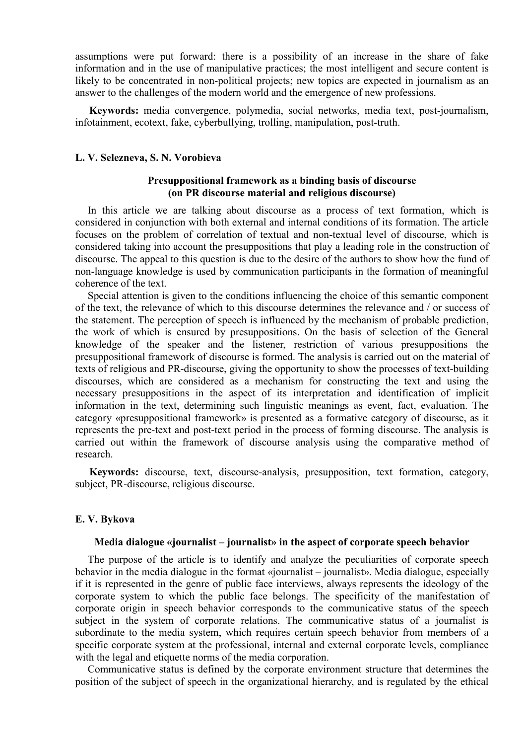assumptions were put forward: there is a possibility of an increase in the share of fake information and in the use of manipulative practices; the most intelligent and secure content is likely to be concentrated in non-political projects; new topics are expected in journalism as an answer to the challenges of the modern world and the emergence of new professions.

**Keywords:** media convergence, polymedia, social networks, media text, post-journalism, infotainment, ecotext, fake, cyberbullying, trolling, manipulation, post-truth.

**L. V. Selezneva, S. N. Vorobieva**

### Presuppositional framework as a binding basis of discourse (on PR discourse material and religious discourse)

In this article we are talking about discourse as a process of text formation, which is considered in conjunction with both external and internal conditions of its formation. The article focuses on the problem of correlation of textual and non-textual level of discourse, which is considered taking into account the presuppositions that play a leading role in the construction of discourse. The appeal to this question is due to the desire of the authors to show how the fund of non-language knowledge is used by communication participants in the formation of meaningful coherence of the text.

Special attention is given to the conditions influencing the choice of this semantic component of the text, the relevance of which to this discourse determines the relevance and / or success of the statement. The perception of speech is influenced by the mechanism of probable prediction, the work of which is ensured by presuppositions. On the basis of selection of the General knowledge of the speaker and the listener, restriction of various presuppositions the presuppositional framework of discourse is formed. The analysis is carried out on the material of texts of religious and PR-discourse, giving the opportunity to show the processes of text-building discourses, which are considered as a mechanism for constructing the text and using the necessary presuppositions in the aspect of its interpretation and identification of implicit information in the text, determining such linguistic meanings as event, fact, evaluation. The category «presuppositional framework» is presented as a formative category of discourse, as it represents the pre-text and post-text period in the process of forming discourse. The analysis is carried out within the framework of discourse analysis using the comparative method of research.

**Keywords:** discourse, text, discourse-analysis, presupposition, text formation, category, subject, PR-discourse, religious discourse.

**E. V. Bykova**

### Media dialogue «journalist – journalist» in the aspect of corporate speech behavior

The purpose of the article is to identify and analyze the peculiarities of corporate speech behavior in the media dialogue in the format «journalist – journalist». Media dialogue, especially if it is represented in the genre of public face interviews, always represents the ideology of the corporate system to which the public face belongs. The specificity of the manifestation of corporate origin in speech behavior corresponds to the communicative status of the speech subject in the system of corporate relations. The communicative status of a journalist is subordinate to the media system, which requires certain speech behavior from members of a specific corporate system at the professional, internal and external corporate levels, compliance with the legal and etiquette norms of the media corporation.

Communicative status is defined by the corporate environment structure that determines the position of the subject of speech in the organizational hierarchy, and is regulated by the ethical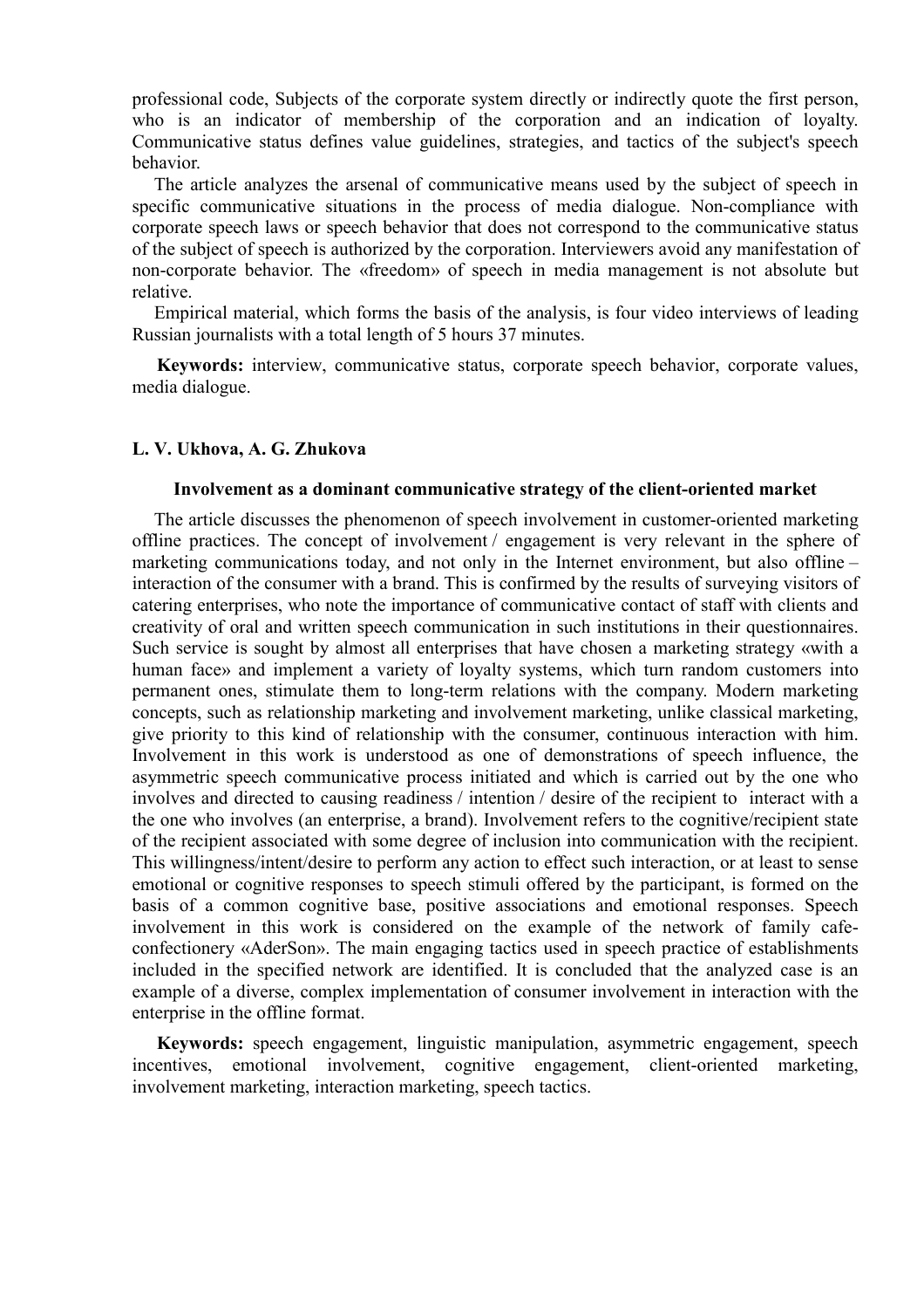professional code, Subjects of the corporate system directly or indirectly quote the first person, who is an indicator of membership of the corporation and an indication of loyalty. Communicative status defines value guidelines, strategies, and tactics of the subject's speech behavior.

The article analyzes the arsenal of communicative means used by the subject of speech in specific communicative situations in the process of media dialogue. Non-compliance with corporate speech laws or speech behavior that does not correspond to the communicative status of the subject of speech is authorized by the corporation. Interviewers avoid any manifestation of non-corporate behavior. The «freedom» of speech in media management is not absolute but relative.

Empirical material, which forms the basis of the analysis, is four video interviews of leading Russian journalists with a total length of 5 hours 37 minutes.

**Keywords:** interview, communicative status, corporate speech behavior, corporate values, media dialogue.

**L. V. Ukhova, A. G. Zhukova**

### Involvement as a dominant communicative strategy of the client-oriented market

The article discusses the phenomenon of speech involvement in customer-oriented marketing offline practices. The concept of involvement / engagement is very relevant in the sphere of marketing communications today, and not only in the Internet environment, but also offline – interaction of the consumer with a brand. This is confirmed by the results of surveying visitors of catering enterprises, who note the importance of communicative contact of staff with clients and creativity of oral and written speech communication in such institutions in their questionnaires. Such service is sought by almost all enterprises that have chosen a marketing strategy «with a human face» and implement a variety of loyalty systems, which turn random customers into permanent ones, stimulate them to long-term relations with the company. Modern marketing concepts, such as relationship marketing and involvement marketing, unlike classical marketing, give priority to this kind of relationship with the consumer, continuous interaction with him. Involvement in this work is understood as one of demonstrations of speech influence, the asymmetric speech communicative process initiated and which is carried out by the one who involves and directed to causing readiness / intention / desire of the recipient to interact with a the one who involves (an enterprise, a brand). Involvement refers to the cognitive/recipient state of the recipient associated with some degree of inclusion into communication with the recipient. This willingness/intent/desire to perform any action to effect such interaction, or at least to sense emotional or cognitive responses to speech stimuli offered by the participant, is formed on the basis of a common cognitive base, positive associations and emotional responses. Speech involvement in this work is considered on the example of the network of family cafe-confectionery «AderSon». The main engaging tactics used in speech practice of establishments included in the specified network are identified. It is concluded that the analyzed case is an example of a diverse, complex implementation of consumer involvement in interaction with the enterprise in the offline format.

**Keywords:** speech engagement, linguistic manipulation, asymmetric engagement, speech incentives, emotional involvement, cognitive engagement, client-oriented marketing, involvement marketing, interaction marketing, speech tactics.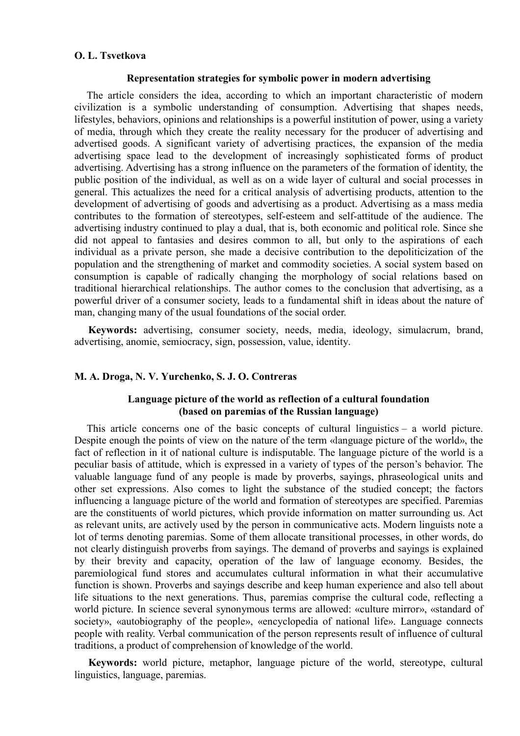**O. L. Tsvetkova**

### Representation strategies for symbolic power in modern advertising

The article considers the idea, according to which an important characteristic of modern civilization is a symbolic understanding of consumption. Advertising that shapes needs, lifestyles, behaviors, opinions and relationships is a powerful institution of power, using a variety of media, through which they create the reality necessary for the producer of advertising and advertised goods. A significant variety of advertising practices, the expansion of the media advertising space lead to the development of increasingly sophisticated forms of product advertising. Advertising has a strong influence on the parameters of the formation of identity, the public position of the individual, as well as on a wide layer of cultural and social processes in general. This actualizes the need for a critical analysis of advertising products, attention to the development of advertising of goods and advertising as a product. Advertising as a mass media contributes to the formation of stereotypes, self-esteem and self-attitude of the audience. The advertising industry continued to play a dual, that is, both economic and political role. Since she did not appeal to fantasies and desires common to all, but only to the aspirations of each individual as a private person, she made a decisive contribution to the depoliticization of the population and the strengthening of market and commodity societies. A social system based on consumption is capable of radically changing the morphology of social relations based on traditional hierarchical relationships. The author comes to the conclusion that advertising, as a powerful driver of a consumer society, leads to a fundamental shift in ideas about the nature of man, changing many of the usual foundations of the social order.

**Keywords:** advertising, consumer society, needs, media, ideology, simulacrum, brand, advertising, anomie, semiocracy, sign, possession, value, identity.

**M. A. Droga, N. V. Yurchenko, S. J. O. Contreras**

### Language picture of the world as reflection of a cultural foundation (based on paremias of the Russian language)

This article concerns one of the basic concepts of cultural linguistics – a world picture. Despite enough the points of view on the nature of the term «language picture of the world», the fact of reflection in it of national culture is indisputable. The language picture of the world is a peculiar basis of attitude, which is expressed in a variety of types of the person's behavior. The valuable language fund of any people is made by proverbs, sayings, phraseological units and other set expressions. Also comes to light the substance of the studied concept; the factors influencing a language picture of the world and formation of stereotypes are specified. Paremias are the constituents of world pictures, which provide information on matter surrounding us. Act as relevant units, are actively used by the person in communicative acts. Modern linguists note a lot of terms denoting paremias. Some of them allocate transitional processes, in other words, do not clearly distinguish proverbs from sayings. The demand of proverbs and sayings is explained by their brevity and capacity, operation of the law of language economy. Besides, the paremiological fund stores and accumulates cultural information in what their accumulative function is shown. Proverbs and sayings describe and keep human experience and also tell about life situations to the next generations. Thus, paremias comprise the cultural code, reflecting a world picture. In science several synonymous terms are allowed: «culture mirror», «standard of society», «autobiography of the people», «encyclopedia of national life». Language connects people with reality. Verbal communication of the person represents result of influence of cultural traditions, a product of comprehension of knowledge of the world.

**Keywords:** world picture, metaphor, language picture of the world, stereotype, cultural linguistics, language, paremias.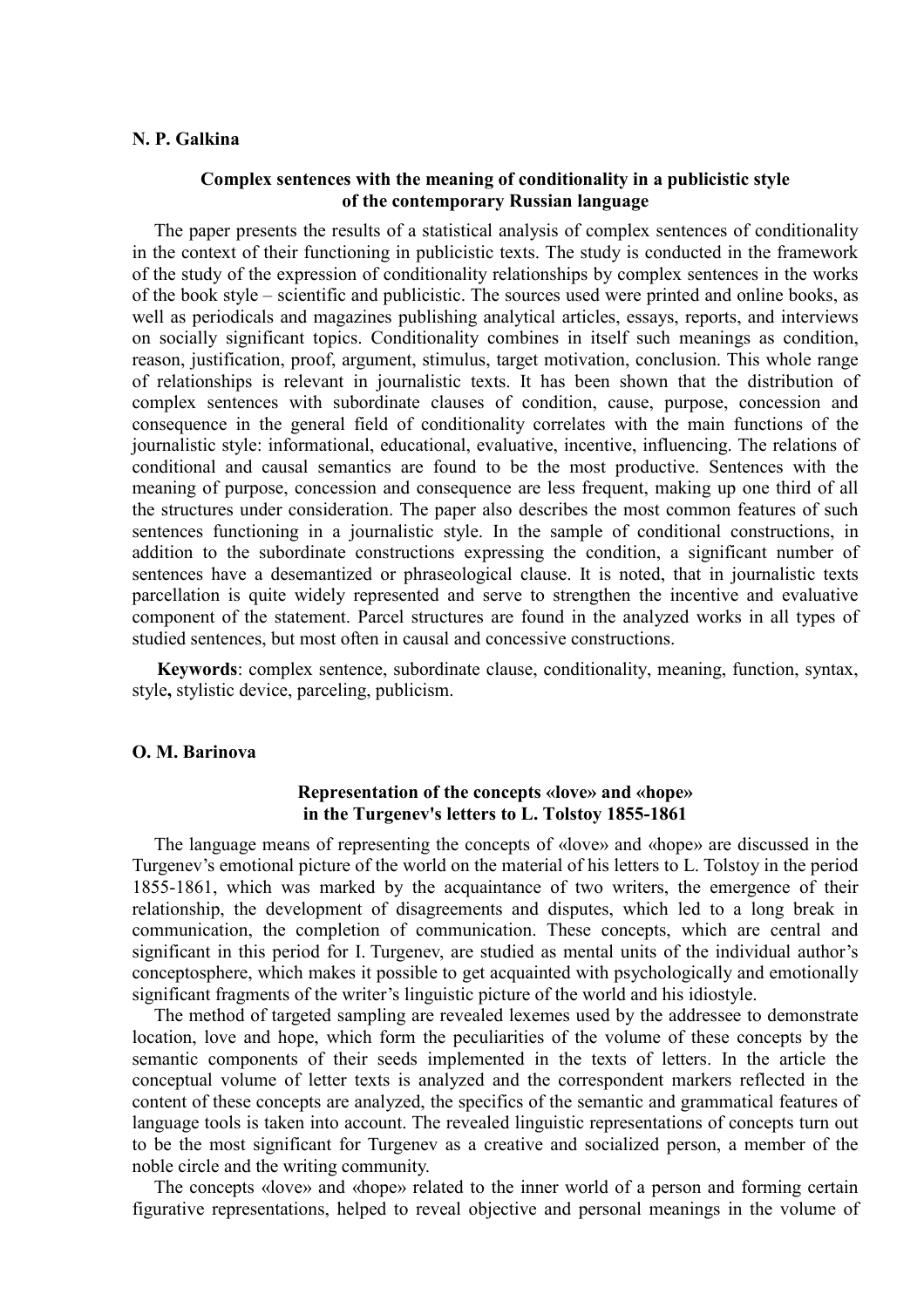**N. P. Galkina**

### Complex sentences with the meaning of conditionality in a publicistic style of the contemporary Russian language

The paper presents the results of a statistical analysis of complex sentences of conditionality in the context of their functioning in publicistic texts. The study is conducted in the framework of the study of the expression of conditionality relationships by complex sentences in the works of the book style – scientific and publicistic. The sources used were printed and online books, as well as periodicals and magazines publishing analytical articles, essays, reports, and interviews on socially significant topics. Conditionality combines in itself such meanings as condition, reason, justification, proof, argument, stimulus, target motivation, conclusion. This whole range of relationships is relevant in journalistic texts. It has been shown that the distribution of complex sentences with subordinate clauses of condition, cause, purpose, concession and consequence in the general field of conditionality correlates with the main functions of the journalistic style: informational, educational, evaluative, incentive, influencing. The relations of conditional and causal semantics are found to be the most productive. Sentences with the meaning of purpose, concession and consequence are less frequent, making up one third of all the structures under consideration. The paper also describes the most common features of such sentences functioning in a journalistic style. In the sample of conditional constructions, in addition to the subordinate constructions expressing the condition, a significant number of sentences have a desemantized or phraseological clause. It is noted, that in journalistic texts parcellation is quite widely represented and serve to strengthen the incentive and evaluative component of the statement. Parcel structures are found in the analyzed works in all types of studied sentences, but most often in causal and concessive constructions.

**Keywords**: complex sentence, subordinate clause, conditionality, meaning, function, syntax, style**,** stylistic device, parceling, publicism.

**O. M. Barinova**

### Representation of the concepts «love» and «hope» in the Turgenev's letters to L. Tolstoy 1855-1861

The language means of representing the concepts of «love» and «hope» are discussed in the Turgenev's emotional picture of the world on the material of his letters to L. Tolstoy in the period 1855-1861, which was marked by the acquaintance of two writers, the emergence of their relationship, the development of disagreements and disputes, which led to a long break in communication, the completion of communication. These concepts, which are central and significant in this period for I. Turgenev, are studied as mental units of the individual author's conceptosphere, which makes it possible to get acquainted with psychologically and emotionally significant fragments of the writer's linguistic picture of the world and his idiostyle.

The method of targeted sampling are revealed lexemes used by the addressee to demonstrate location, love and hope, which form the peculiarities of the volume of these concepts by the semantic components of their seeds implemented in the texts of letters. In the article the conceptual volume of letter texts is analyzed and the correspondent markers reflected in the content of these concepts are analyzed, the specifics of the semantic and grammatical features of language tools is taken into account. The revealed linguistic representations of concepts turn out to be the most significant for Turgenev as a creative and socialized person, a member of the noble circle and the writing community.

The concepts «love» and «hope» related to the inner world of a person and forming certain figurative representations, helped to reveal objective and personal meanings in the volume of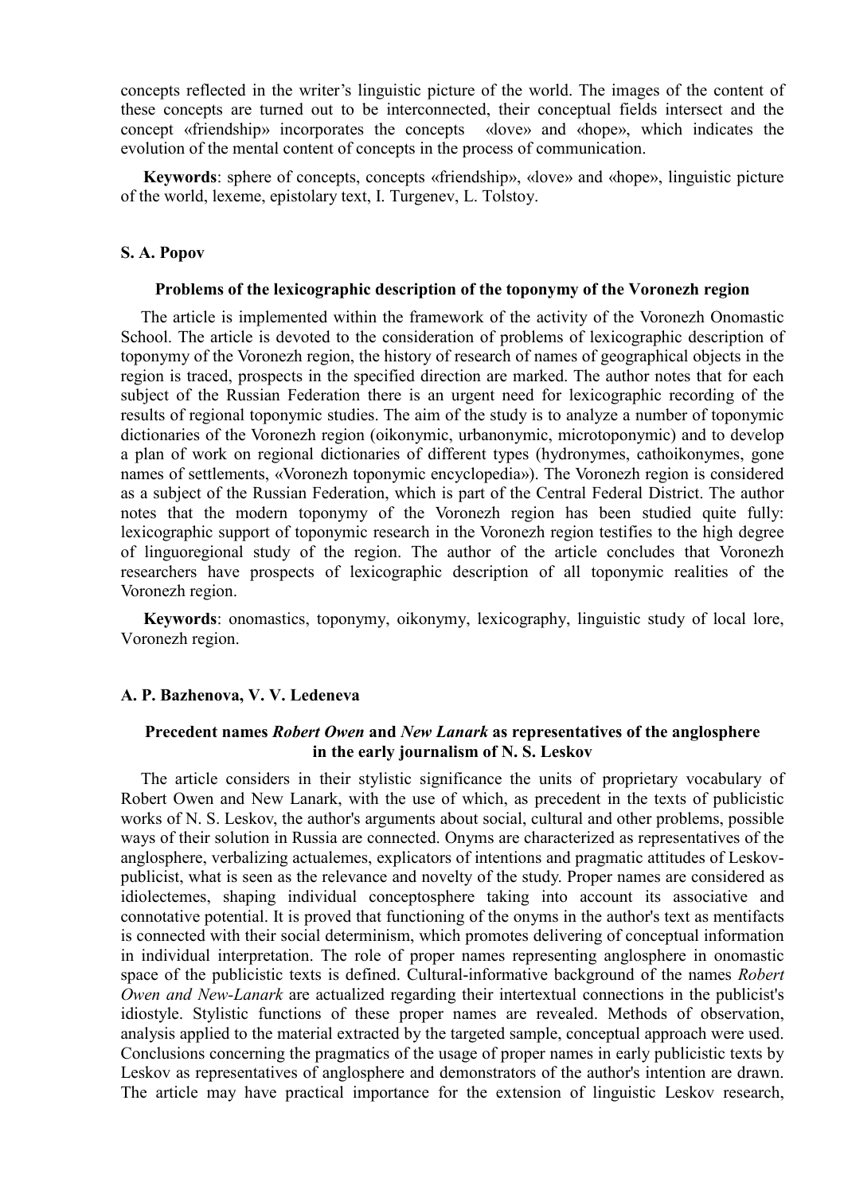concepts reflected in the writer's linguistic picture of the world. The images of the content of these concepts are turned out to be interconnected, their conceptual fields intersect and the concept «friendship» incorporates the concepts «love» and «hope», which indicates the evolution of the mental content of concepts in the process of communication.

**Keywords**: sphere of concepts, concepts «friendship», «love» and «hope», linguistic picture of the world, lexeme, epistolary text, I. Turgenev, L. Tolstoy.

**S. A. Popov**

### Problems of the lexicographic description of the toponymy of the Voronezh region

The article is implemented within the framework of the activity of the Voronezh Onomastic School. The article is devoted to the consideration of problems of lexicographic description of toponymy of the Voronezh region, the history of research of names of geographical objects in the region is traced, prospects in the specified direction are marked. The author notes that for each subject of the Russian Federation there is an urgent need for lexicographic recording of the results of regional toponymic studies. The aim of the study is to analyze a number of toponymic dictionaries of the Voronezh region (oikonymic, urbanonymic, microtoponymic) and to develop a plan of work on regional dictionaries of different types (hydronymes, cathoikonymes, gone names of settlements, «Voronezh toponymic encyclopedia»). The Voronezh region is considered as a subject of the Russian Federation, which is part of the Central Federal District. The author notes that the modern toponymy of the Voronezh region has been studied quite fully: lexicographic support of toponymic research in the Voronezh region testifies to the high degree of linguoregional study of the region. The author of the article concludes that Voronezh researchers have prospects of lexicographic description of all toponymic realities of the Voronezh region.

**Keywords**: onomastics, toponymy, oikonymy, lexicography, linguistic study of local lore, Voronezh region.

**A. P. Bazhenova, V. V. Ledeneva**

### Precedent names *Robert Owen* and *New Lanark* as representatives of the anglosphere in the early journalism of N. S. Leskov

The article considers in their stylistic significance the units of proprietary vocabulary of Robert Owen and New Lanark, with the use of which, as precedent in the texts of publicistic works of N. S. Leskov, the author's arguments about social, cultural and other problems, possible ways of their solution in Russia are connected. Onyms are characterized as representatives of the anglosphere, verbalizing actualemes, explicators of intentions and pragmatic attitudes of Leskov-publicist, what is seen as the relevance and novelty of the study. Proper names are considered as idiolectemes, shaping individual conceptosphere taking into account its associative and connotative potential. It is proved that functioning of the onyms in the author's text as mentifacts is connected with their social determinism, which promotes delivering of conceptual information in individual interpretation. The role of proper names representing anglosphere in onomastic space of the publicistic texts is defined. Cultural-informative background of the names *Robert Owen and New-Lanark* are actualized regarding their intertextual connections in the publicist's idiostyle. Stylistic functions of these proper names are revealed. Methods of observation, analysis applied to the material extracted by the targeted sample, conceptual approach were used. Conclusions concerning the pragmatics of the usage of proper names in early publicistic texts by Leskov as representatives of anglosphere and demonstrators of the author's intention are drawn. The article may have practical importance for the extension of linguistic Leskov research,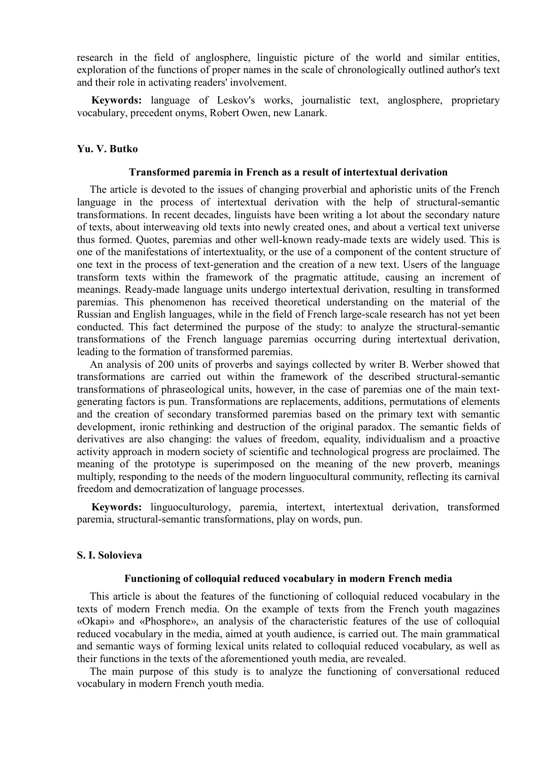research in the field of anglosphere, linguistic picture of the world and similar entities, exploration of the functions of proper names in the scale of chronologically outlined author's text and their role in activating readers' involvement.

**Keywords:** language of Leskov's works, journalistic text, anglosphere, proprietary vocabulary, precedent onyms, Robert Owen, new Lanark.

**Yu. V. Butko**

### Transformed paremia in French as a result of intertextual derivation

The article is devoted to the issues of changing proverbial and aphoristic units of the French language in the process of intertextual derivation with the help of structural-semantic transformations. In recent decades, linguists have been writing a lot about the secondary nature of texts, about interweaving old texts into newly created ones, and about a vertical text universe thus formed. Quotes, paremias and other well-known ready-made texts are widely used. This is one of the manifestations of intertextuality, or the use of a component of the content structure of one text in the process of text-generation and the creation of a new text. Users of the language transform texts within the framework of the pragmatic attitude, causing an increment of meanings. Ready-made language units undergo intertextual derivation, resulting in transformed paremias. This phenomenon has received theoretical understanding on the material of the Russian and English languages, while in the field of French large-scale research has not yet been conducted. This fact determined the purpose of the study: to analyze the structural-semantic transformations of the French language paremias occurring during intertextual derivation, leading to the formation of transformed paremias.

An analysis of 200 units of proverbs and sayings collected by writer B. Werber showed that transformations are carried out within the framework of the described structural-semantic transformations of phraseological units, however, in the case of paremias one of the main text-generating factors is pun. Transformations are replacements, additions, permutations of elements and the creation of secondary transformed paremias based on the primary text with semantic development, ironic rethinking and destruction of the original paradox. The semantic fields of derivatives are also changing: the values of freedom, equality, individualism and a proactive activity approach in modern society of scientific and technological progress are proclaimed. The meaning of the prototype is superimposed on the meaning of the new proverb, meanings multiply, responding to the needs of the modern linguocultural community, reflecting its carnival freedom and democratization of language processes.

**Keywords:** linguoculturology, paremia, intertext, intertextual derivation, transformed paremia, structural-semantic transformations, play on words, pun.

**S. I. Solovieva**

### Functioning of colloquial reduced vocabulary in modern French media

This article is about the features of the functioning of colloquial reduced vocabulary in the texts of modern French media. On the example of texts from the French youth magazines «Okapi» and «Phosphore», an analysis of the characteristic features of the use of colloquial reduced vocabulary in the media, aimed at youth audience, is carried out. The main grammatical and semantic ways of forming lexical units related to colloquial reduced vocabulary, as well as their functions in the texts of the aforementioned youth media, are revealed.

The main purpose of this study is to analyze the functioning of conversational reduced vocabulary in modern French youth media.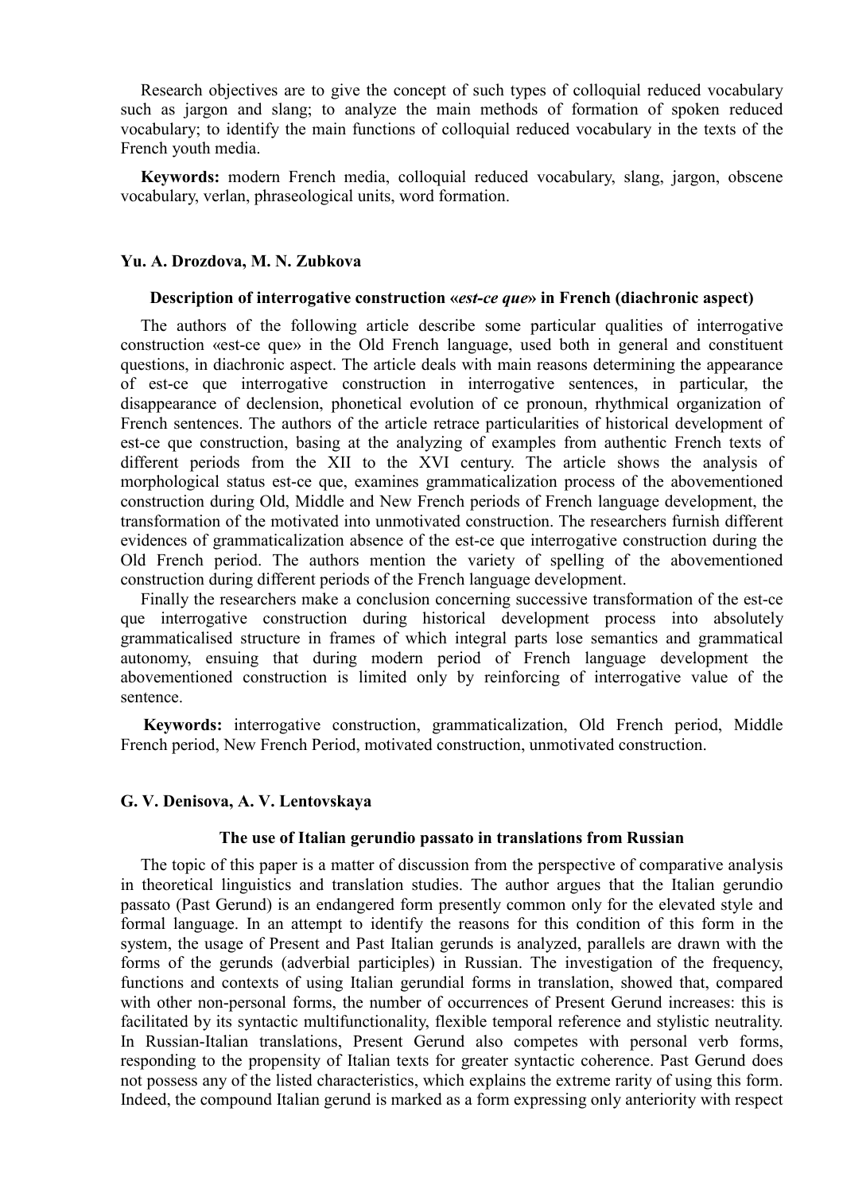Research objectives are to give the concept of such types of colloquial reduced vocabulary such as jargon and slang; to analyze the main methods of formation of spoken reduced vocabulary; to identify the main functions of colloquial reduced vocabulary in the texts of the French youth media.

**Keywords:** modern French media, colloquial reduced vocabulary, slang, jargon, obscene vocabulary, verlan, phraseological units, word formation.

**Yu. A. Drozdova, M. N. Zubkova**

### Description of interrogative construction «*est-ce que*» in French (diachronic aspect)

The authors of the following article describe some particular qualities of interrogative construction «est-ce que» in the Old French language, used both in general and constituent questions, in diachronic aspect. The article deals with main reasons determining the appearance of est-ce que interrogative construction in interrogative sentences, in particular, the disappearance of declension, phonetical evolution of ce pronoun, rhythmical organization of French sentences. The authors of the article retrace particularities of historical development of est-ce que construction, basing at the analyzing of examples from authentic French texts of different periods from the XII to the XVI century. The article shows the analysis of morphological status est-ce que, examines grammaticalization process of the abovementioned construction during Old, Middle and New French periods of French language development, the transformation of the motivated into unmotivated construction. The researchers furnish different evidences of grammaticalization absence of the est-ce que interrogative construction during the Old French period. The authors mention the variety of spelling of the abovementioned construction during different periods of the French language development.

Finally the researchers make a conclusion concerning successive transformation of the est-ce que interrogative construction during historical development process into absolutely grammaticalised structure in frames of which integral parts lose semantics and grammatical autonomy, ensuing that during modern period of French language development the abovementioned construction is limited only by reinforcing of interrogative value of the sentence.

**Keywords:** interrogative construction, grammaticalization, Old French period, Middle French period, New French Period, motivated construction, unmotivated construction.

**G. V. Denisova, A. V. Lentovskaya**

### The use of Italian gerundio passato in translations from Russian

The topic of this paper is a matter of discussion from the perspective of comparative analysis in theoretical linguistics and translation studies. The author argues that the Italian gerundio passato (Past Gerund) is an endangered form presently common only for the elevated style and formal language. In an attempt to identify the reasons for this condition of this form in the system, the usage of Present and Past Italian gerunds is analyzed, parallels are drawn with the forms of the gerunds (adverbial participles) in Russian. The investigation of the frequency, functions and contexts of using Italian gerundial forms in translation, showed that, compared with other non-personal forms, the number of occurrences of Present Gerund increases: this is facilitated by its syntactic multifunctionality, flexible temporal reference and stylistic neutrality. In Russian-Italian translations, Present Gerund also competes with personal verb forms, responding to the propensity of Italian texts for greater syntactic coherence. Past Gerund does not possess any of the listed characteristics, which explains the extreme rarity of using this form. Indeed, the compound Italian gerund is marked as a form expressing only anteriority with respect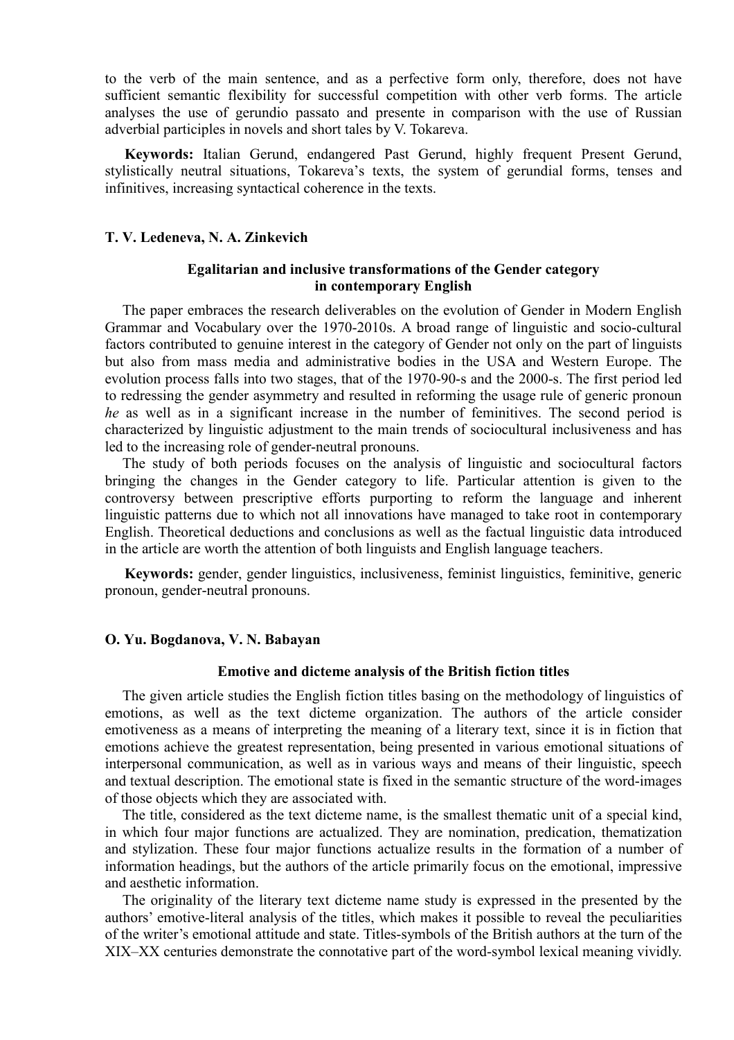to the verb of the main sentence, and as a perfective form only, therefore, does not have sufficient semantic flexibility for successful competition with other verb forms. The article analyses the use of gerundio passato and presente in comparison with the use of Russian adverbial participles in novels and short tales by V. Tokareva.

**Keywords:** Italian Gerund, endangered Past Gerund, highly frequent Present Gerund, stylistically neutral situations, Tokareva's texts, the system of gerundial forms, tenses and infinitives, increasing syntactical coherence in the texts.

**T. V. Ledeneva, N. A. Zinkevich**

### Egalitarian and inclusive transformations of the Gender category in contemporary English

The paper embraces the research deliverables on the evolution of Gender in Modern English Grammar and Vocabulary over the 1970-2010s. A broad range of linguistic and socio-cultural factors contributed to genuine interest in the category of Gender not only on the part of linguists but also from mass media and administrative bodies in the USA and Western Europe. The evolution process falls into two stages, that of the 1970-90-s and the 2000-s. The first period led to redressing the gender asymmetry and resulted in reforming the usage rule of generic pronoun *he* as well as in a significant increase in the number of feminitives. The second period is characterized by linguistic adjustment to the main trends of sociocultural inclusiveness and has led to the increasing role of gender-neutral pronouns.

The study of both periods focuses on the analysis of linguistic and sociocultural factors bringing the changes in the Gender category to life. Particular attention is given to the controversy between prescriptive efforts purporting to reform the language and inherent linguistic patterns due to which not all innovations have managed to take root in contemporary English. Theoretical deductions and conclusions as well as the factual linguistic data introduced in the article are worth the attention of both linguists and English language teachers.

**Keywords:** gender, gender linguistics, inclusiveness, feminist linguistics, feminitive, generic pronoun, gender-neutral pronouns.

**O. Yu. Bogdanova, V. N. Babayan**

### Emotive and dicteme analysis of the British fiction titles

The given article studies the English fiction titles basing on the methodology of linguistics of emotions, as well as the text dicteme organization. The authors of the article consider emotiveness as a means of interpreting the meaning of a literary text, since it is in fiction that emotions achieve the greatest representation, being presented in various emotional situations of interpersonal communication, as well as in various ways and means of their linguistic, speech and textual description. The emotional state is fixed in the semantic structure of the word-images of those objects which they are associated with.

The title, considered as the text dicteme name, is the smallest thematic unit of a special kind, in which four major functions are actualized. They are nomination, predication, thematization and stylization. These four major functions actualize results in the formation of a number of information headings, but the authors of the article primarily focus on the emotional, impressive and aesthetic information.

The originality of the literary text dicteme name study is expressed in the presented by the authors' emotive-literal analysis of the titles, which makes it possible to reveal the peculiarities of the writer's emotional attitude and state. Titles-symbols of the British authors at the turn of the XIX–XX centuries demonstrate the connotative part of the word-symbol lexical meaning vividly.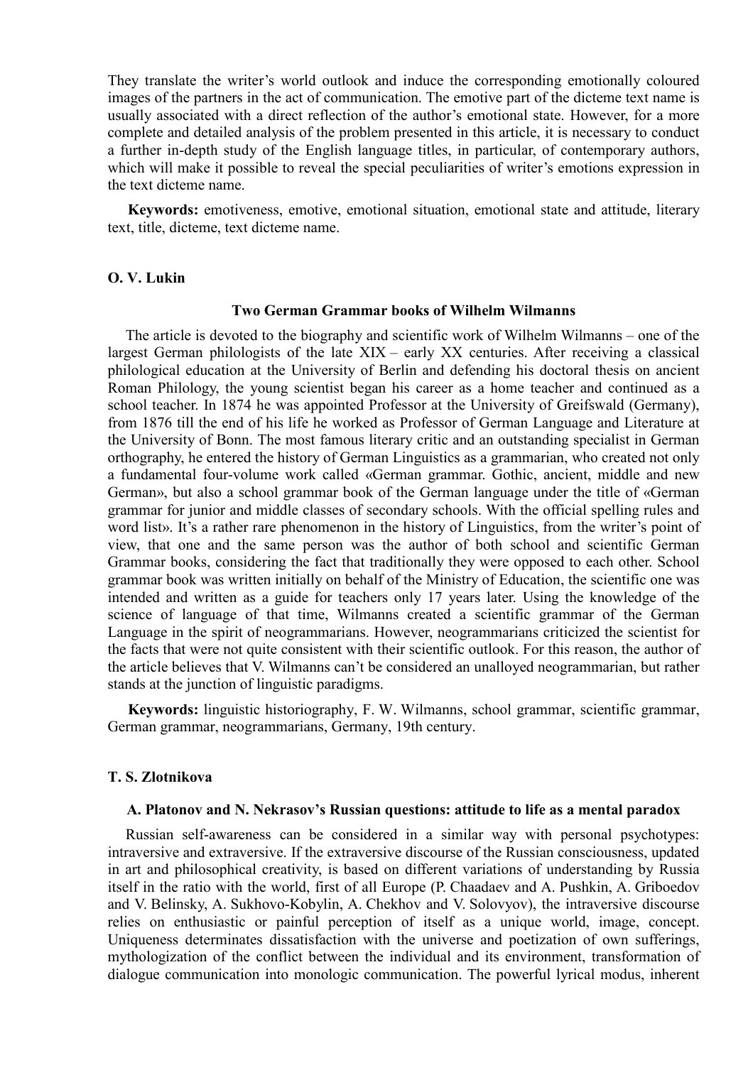They translate the writer's world outlook and induce the corresponding emotionally coloured images of the partners in the act of communication. The emotive part of the dicteme text name is usually associated with a direct reflection of the author's emotional state. However, for a more complete and detailed analysis of the problem presented in this article, it is necessary to conduct a further in-depth study of the English language titles, in particular, of contemporary authors, which will make it possible to reveal the special peculiarities of writer's emotions expression in the text dicteme name.

**Keywords:** emotiveness, emotive, emotional situation, emotional state and attitude, literary text, title, dicteme, text dicteme name.

**O. V. Lukin**

### Two German Grammar books of Wilhelm Wilmanns

The article is devoted to the biography and scientific work of Wilhelm Wilmanns – one of the largest German philologists of the late XIX – early XX centuries. After receiving a classical philological education at the University of Berlin and defending his doctoral thesis on ancient Roman Philology, the young scientist began his career as a home teacher and continued as a school teacher. In 1874 he was appointed Professor at the University of Greifswald (Germany), from 1876 till the end of his life he worked as Professor of German Language and Literature at the University of Bonn. The most famous literary critic and an outstanding specialist in German orthography, he entered the history of German Linguistics as a grammarian, who created not only a fundamental four-volume work called «German grammar. Gothic, ancient, middle and new German», but also a school grammar book of the German language under the title of «German grammar for junior and middle classes of secondary schools. With the official spelling rules and word list». It's a rather rare phenomenon in the history of Linguistics, from the writer's point of view, that one and the same person was the author of both school and scientific German Grammar books, considering the fact that traditionally they were opposed to each other. School grammar book was written initially on behalf of the Ministry of Education, the scientific one was intended and written as a guide for teachers only 17 years later. Using the knowledge of the science of language of that time, Wilmanns created a scientific grammar of the German Language in the spirit of neogrammarians. However, neogrammarians criticized the scientist for the facts that were not quite consistent with their scientific outlook. For this reason, the author of the article believes that V. Wilmanns can't be considered an unalloyed neogrammarian, but rather stands at the junction of linguistic paradigms.

**Keywords:** linguistic historiography, F. W. Wilmanns, school grammar, scientific grammar, German grammar, neogrammarians, Germany, 19th century.

**T. S. Zlotnikova**

### A. Platonov and N. Nekrasov's Russian questions: attitude to life as a mental paradox

Russian self-awareness can be considered in a similar way with personal psychotypes: intraversive and extraversive. If the extraversive discourse of the Russian consciousness, updated in art and philosophical creativity, is based on different variations of understanding by Russia itself in the ratio with the world, first of all Europe (P. Chaadaev and A. Pushkin, A. Griboedov and V. Belinsky, A. Sukhovo-Kobylin, A. Chekhov and V. Solovyov), the intraversive discourse relies on enthusiastic or painful perception of itself as a unique world, image, concept. Uniqueness determinates dissatisfaction with the universe and poetization of own sufferings, mythologization of the conflict between the individual and its environment, transformation of dialogue communication into monologic communication. The powerful lyrical modus, inherent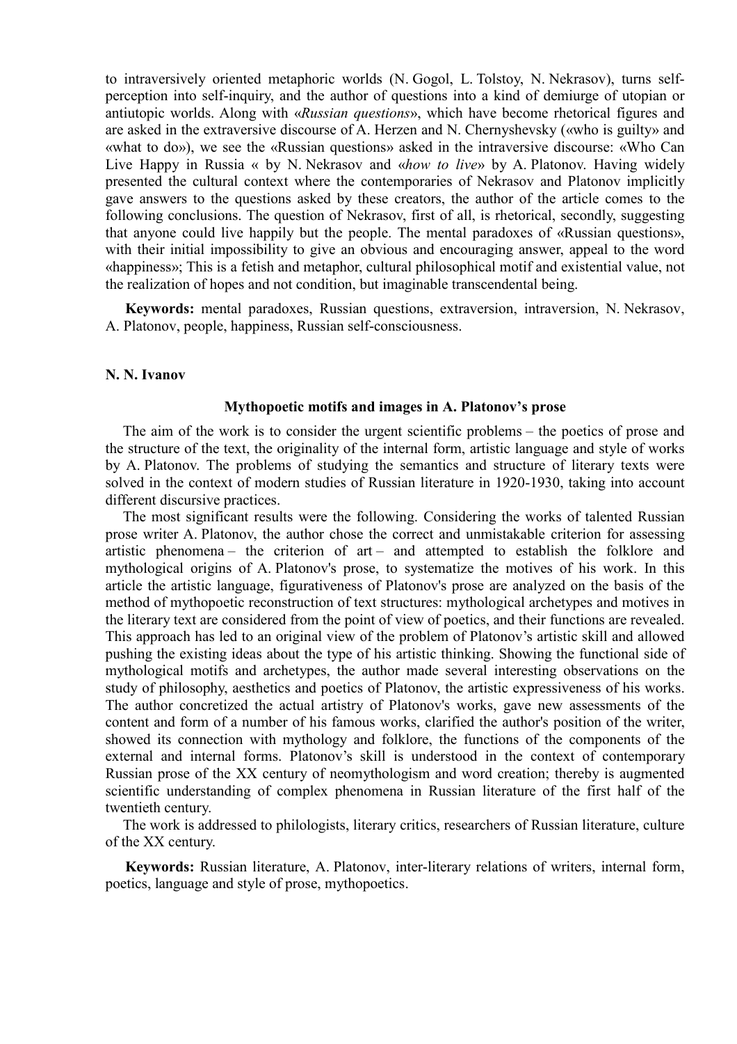to intraversively oriented metaphoric worlds (N. Gogol, L. Tolstoy, N. Nekrasov), turns self-perception into self-inquiry, and the author of questions into a kind of demiurge of utopian or antiutopic worlds. Along with «*Russian questions*», which have become rhetorical figures and are asked in the extraversive discourse of A. Herzen and N. Chernyshevsky («who is guilty» and «what to do»), we see the «Russian questions» asked in the intraversive discourse: «Who Can Live Happy in Russia « by N. Nekrasov and «*how to live*» by A. Platonov. Having widely presented the cultural context where the contemporaries of Nekrasov and Platonov implicitly gave answers to the questions asked by these creators, the author of the article comes to the following conclusions. The question of Nekrasov, first of all, is rhetorical, secondly, suggesting that anyone could live happily but the people. The mental paradoxes of «Russian questions», with their initial impossibility to give an obvious and encouraging answer, appeal to the word «happiness»; This is a fetish and metaphor, cultural philosophical motif and existential value, not the realization of hopes and not condition, but imaginable transcendental being.

**Keywords:** mental paradoxes, Russian questions, extraversion, intraversion, N. Nekrasov, A. Platonov, people, happiness, Russian self-consciousness.

**N. N. Ivanov**

### Mythopoetic motifs and images in A. Platonov's prose

The aim of the work is to consider the urgent scientific problems – the poetics of prose and the structure of the text, the originality of the internal form, artistic language and style of works by A. Platonov. The problems of studying the semantics and structure of literary texts were solved in the context of modern studies of Russian literature in 1920-1930, taking into account different discursive practices.

The most significant results were the following. Considering the works of talented Russian prose writer A. Platonov, the author chose the correct and unmistakable criterion for assessing artistic phenomena – the criterion of art – and attempted to establish the folklore and mythological origins of A. Platonov's prose, to systematize the motives of his work. In this article the artistic language, figurativeness of Platonov's prose are analyzed on the basis of the method of mythopoetic reconstruction of text structures: mythological archetypes and motives in the literary text are considered from the point of view of poetics, and their functions are revealed. This approach has led to an original view of the problem of Platonov's artistic skill and allowed pushing the existing ideas about the type of his artistic thinking. Showing the functional side of mythological motifs and archetypes, the author made several interesting observations on the study of philosophy, aesthetics and poetics of Platonov, the artistic expressiveness of his works. The author concretized the actual artistry of Platonov's works, gave new assessments of the content and form of a number of his famous works, clarified the author's position of the writer, showed its connection with mythology and folklore, the functions of the components of the external and internal forms. Platonov's skill is understood in the context of contemporary Russian prose of the XX century of neomythologism and word creation; thereby is augmented scientific understanding of complex phenomena in Russian literature of the first half of the twentieth century.

The work is addressed to philologists, literary critics, researchers of Russian literature, culture of the XX century.

**Keywords:** Russian literature, A. Platonov, inter-literary relations of writers, internal form, poetics, language and style of prose, mythopoetics.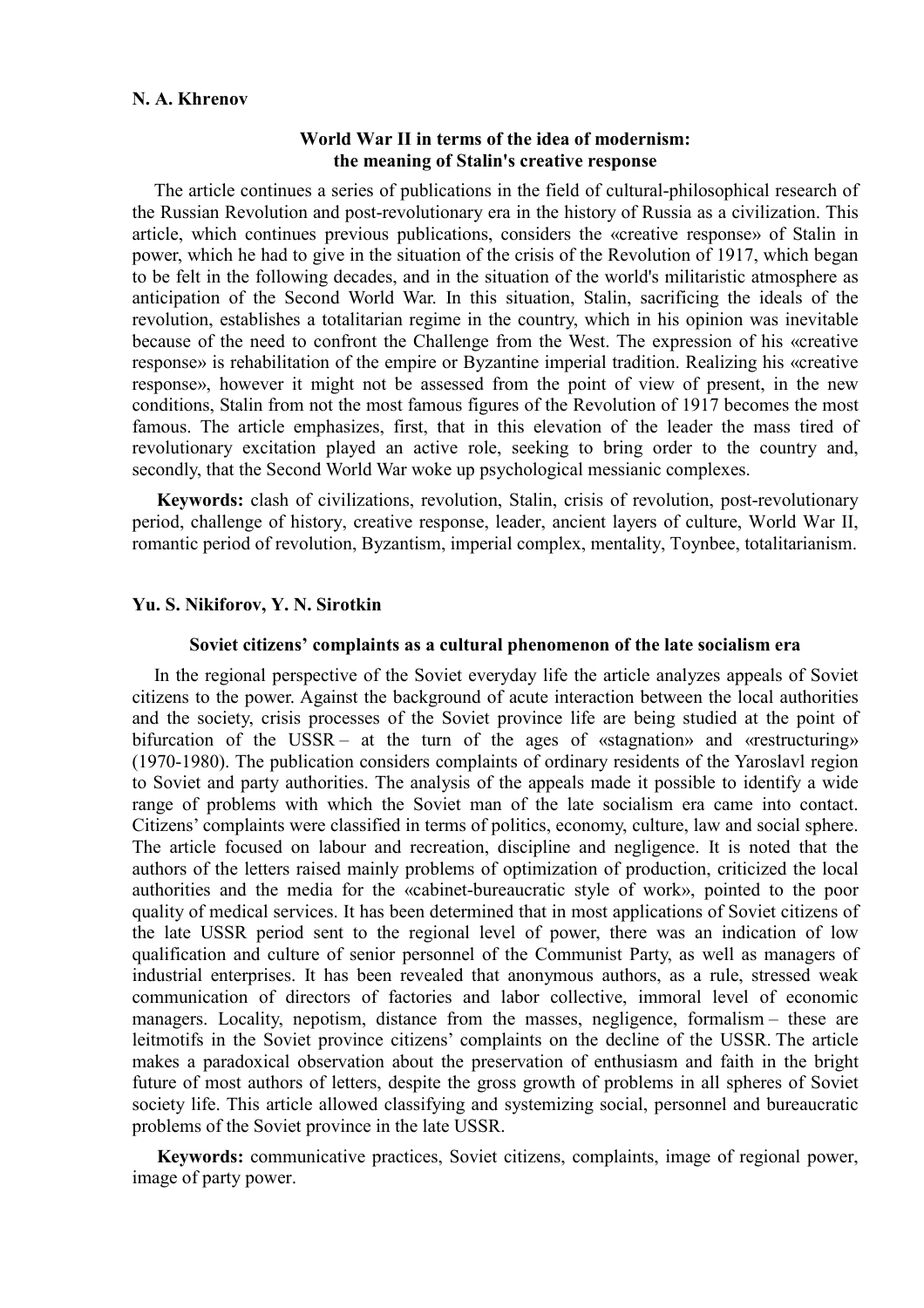**N. A. Khrenov**

### World War II in terms of the idea of modernism: the meaning of Stalin's creative response

The article continues a series of publications in the field of cultural-philosophical research of the Russian Revolution and post-revolutionary era in the history of Russia as a civilization. This article, which continues previous publications, considers the «creative response» of Stalin in power, which he had to give in the situation of the crisis of the Revolution of 1917, which began to be felt in the following decades, and in the situation of the world's militaristic atmosphere as anticipation of the Second World War. In this situation, Stalin, sacrificing the ideals of the revolution, establishes a totalitarian regime in the country, which in his opinion was inevitable because of the need to confront the Challenge from the West. The expression of his «creative response» is rehabilitation of the empire or Byzantine imperial tradition. Realizing his «creative response», however it might not be assessed from the point of view of present, in the new conditions, Stalin from not the most famous figures of the Revolution of 1917 becomes the most famous. The article emphasizes, first, that in this elevation of the leader the mass tired of revolutionary excitation played an active role, seeking to bring order to the country and, secondly, that the Second World War woke up psychological messianic complexes.

**Keywords:** clash of civilizations, revolution, Stalin, crisis of revolution, post-revolutionary period, challenge of history, creative response, leader, ancient layers of culture, World War II, romantic period of revolution, Byzantism, imperial complex, mentality, Toynbee, totalitarianism.

**Yu. S. Nikiforov, Y. N. Sirotkin**

### Soviet citizens' complaints as a cultural phenomenon of the late socialism era

In the regional perspective of the Soviet everyday life the article analyzes appeals of Soviet citizens to the power. Against the background of acute interaction between the local authorities and the society, crisis processes of the Soviet province life are being studied at the point of bifurcation of the USSR – at the turn of the ages of «stagnation» and «restructuring» (1970-1980). The publication considers complaints of ordinary residents of the Yaroslavl region to Soviet and party authorities. The analysis of the appeals made it possible to identify a wide range of problems with which the Soviet man of the late socialism era came into contact. Citizens' complaints were classified in terms of politics, economy, culture, law and social sphere. The article focused on labour and recreation, discipline and negligence. It is noted that the authors of the letters raised mainly problems of optimization of production, criticized the local authorities and the media for the «cabinet-bureaucratic style of work», pointed to the poor quality of medical services. It has been determined that in most applications of Soviet citizens of the late USSR period sent to the regional level of power, there was an indication of low qualification and culture of senior personnel of the Communist Party, as well as managers of industrial enterprises. It has been revealed that anonymous authors, as a rule, stressed weak communication of directors of factories and labor collective, immoral level of economic managers. Locality, nepotism, distance from the masses, negligence, formalism – these are leitmotifs in the Soviet province citizens' complaints on the decline of the USSR. The article makes a paradoxical observation about the preservation of enthusiasm and faith in the bright future of most authors of letters, despite the gross growth of problems in all spheres of Soviet society life. This article allowed classifying and systemizing social, personnel and bureaucratic problems of the Soviet province in the late USSR.

**Keywords:** communicative practices, Soviet citizens, complaints, image of regional power, image of party power.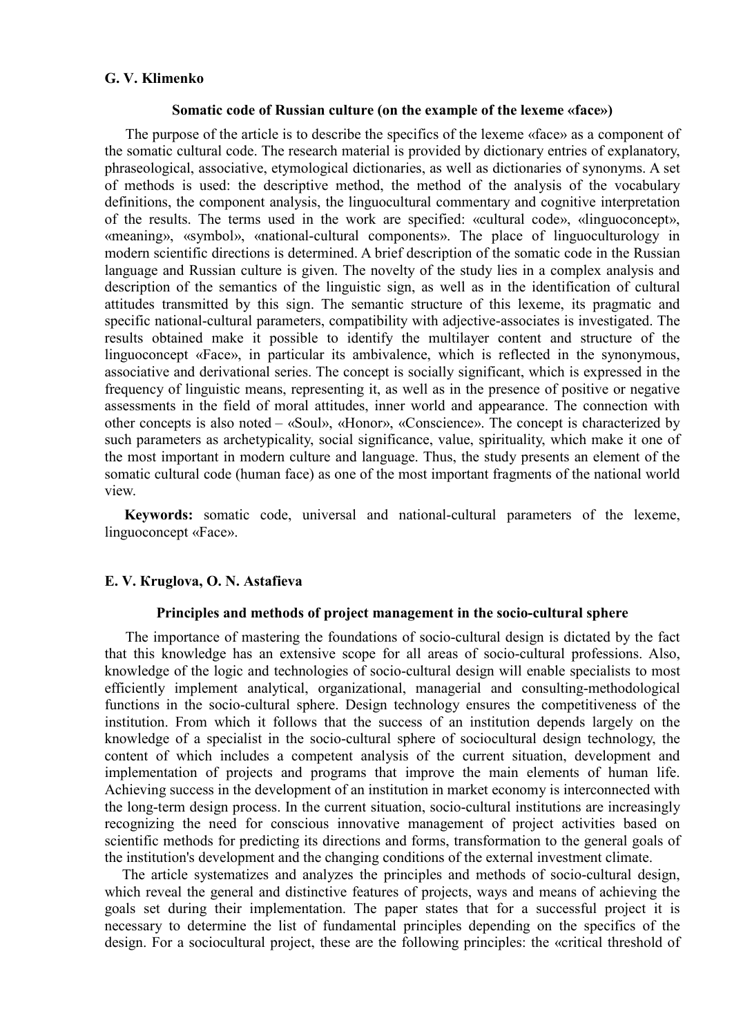**G. V. Klimenko**

### Somatic code of Russian culture (on the example of the lexeme «face»)

The purpose of the article is to describe the specifics of the lexeme «face» as a component of the somatic cultural code. The research material is provided by dictionary entries of explanatory, phraseological, associative, etymological dictionaries, as well as dictionaries of synonyms. A set of methods is used: the descriptive method, the method of the analysis of the vocabulary definitions, the component analysis, the linguocultural commentary and cognitive interpretation of the results. The terms used in the work are specified: «cultural code», «linguoconcept», «meaning», «symbol», «national-cultural components». The place of linguoculturology in modern scientific directions is determined. A brief description of the somatic code in the Russian language and Russian culture is given. The novelty of the study lies in a complex analysis and description of the semantics of the linguistic sign, as well as in the identification of cultural attitudes transmitted by this sign. The semantic structure of this lexeme, its pragmatic and specific national-cultural parameters, compatibility with adjective-associates is investigated. The results obtained make it possible to identify the multilayer content and structure of the linguoconcept «Face», in particular its ambivalence, which is reflected in the synonymous, associative and derivational series. The concept is socially significant, which is expressed in the frequency of linguistic means, representing it, as well as in the presence of positive or negative assessments in the field of moral attitudes, inner world and appearance. The connection with other concepts is also noted – «Soul», «Honor», «Conscience». The concept is characterized by such parameters as archetypicality, social significance, value, spirituality, which make it one of the most important in modern culture and language. Thus, the study presents an element of the somatic cultural code (human face) as one of the most important fragments of the national world view.

**Keywords:** somatic code, universal and national-cultural parameters of the lexeme, linguoconcept «Face».

**E. V. Kruglova, O. N. Astafieva**

### Principles and methods of project management in the socio-cultural sphere

The importance of mastering the foundations of socio-cultural design is dictated by the fact that this knowledge has an extensive scope for all areas of socio-cultural professions. Also, knowledge of the logic and technologies of socio-cultural design will enable specialists to most efficiently implement analytical, organizational, managerial and consulting-methodological functions in the socio-cultural sphere. Design technology ensures the competitiveness of the institution. From which it follows that the success of an institution depends largely on the knowledge of a specialist in the socio-cultural sphere of sociocultural design technology, the content of which includes a competent analysis of the current situation, development and implementation of projects and programs that improve the main elements of human life. Achieving success in the development of an institution in market economy is interconnected with the long-term design process. In the current situation, socio-cultural institutions are increasingly recognizing the need for conscious innovative management of project activities based on scientific methods for predicting its directions and forms, transformation to the general goals of the institution's development and the changing conditions of the external investment climate.

The article systematizes and analyzes the principles and methods of socio-cultural design, which reveal the general and distinctive features of projects, ways and means of achieving the goals set during their implementation. The paper states that for a successful project it is necessary to determine the list of fundamental principles depending on the specifics of the design. For a sociocultural project, these are the following principles: the «critical threshold of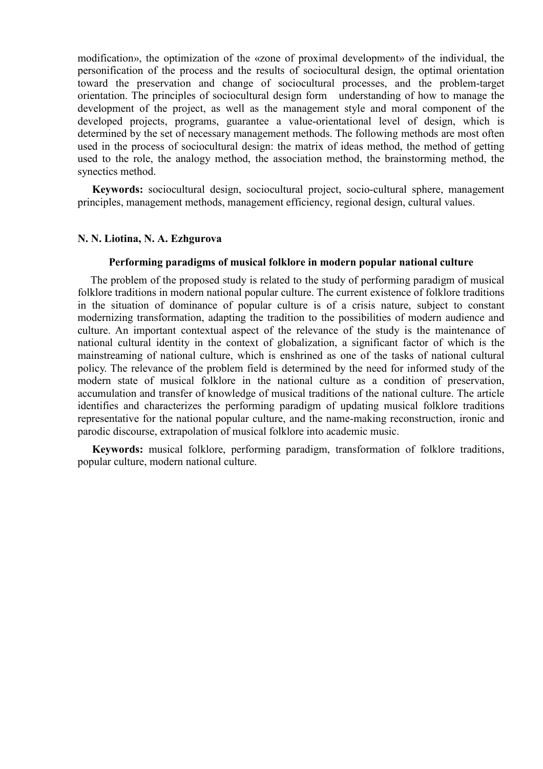modification», the optimization of the «zone of proximal development» of the individual, the personification of the process and the results of sociocultural design, the optimal orientation toward the preservation and change of sociocultural processes, and the problem-target orientation. The principles of sociocultural design form understanding of how to manage the development of the project, as well as the management style and moral component of the developed projects, programs, guarantee a value-orientational level of design, which is determined by the set of necessary management methods. The following methods are most often used in the process of sociocultural design: the matrix of ideas method, the method of getting used to the role, the analogy method, the association method, the brainstorming method, the synectics method.

**Keywords:** sociocultural design, sociocultural project, socio-cultural sphere, management principles, management methods, management efficiency, regional design, cultural values.

**N. N. Liotina, N. A. Ezhgurova**

### Performing paradigms of musical folklore in modern popular national culture

The problem of the proposed study is related to the study of performing paradigm of musical folklore traditions in modern national popular culture. The current existence of folklore traditions in the situation of dominance of popular culture is of a crisis nature, subject to constant modernizing transformation, adapting the tradition to the possibilities of modern audience and culture. An important contextual aspect of the relevance of the study is the maintenance of national cultural identity in the context of globalization, a significant factor of which is the mainstreaming of national culture, which is enshrined as one of the tasks of national cultural policy. The relevance of the problem field is determined by the need for informed study of the modern state of musical folklore in the national culture as a condition of preservation, accumulation and transfer of knowledge of musical traditions of the national culture. The article identifies and characterizes the performing paradigm of updating musical folklore traditions representative for the national popular culture, and the name-making reconstruction, ironic and parodic discourse, extrapolation of musical folklore into academic music.

**Keywords:** musical folklore, performing paradigm, transformation of folklore traditions, popular culture, modern national culture.